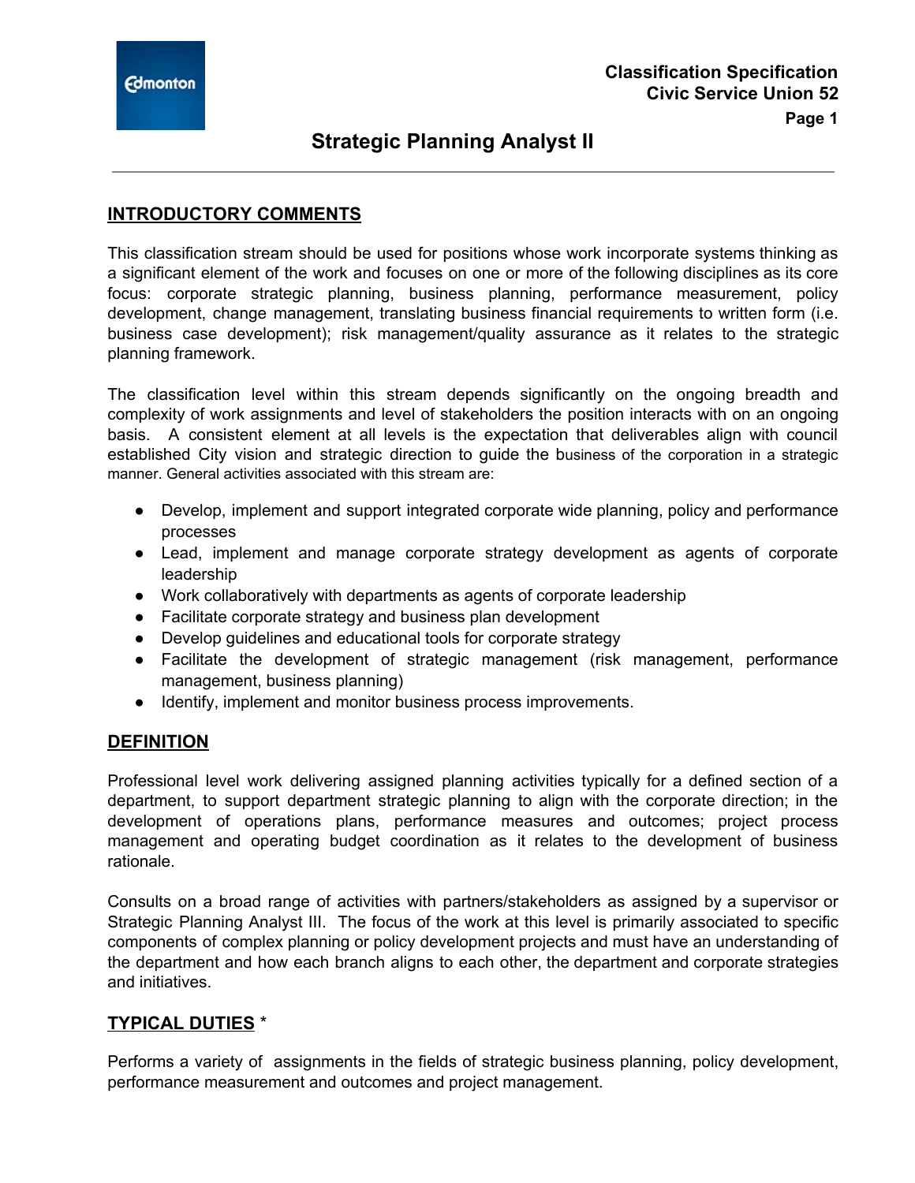Classification Specification
Civic Service Union 52

# Strategic Planning Analyst II

## INTRODUCTORY COMMENTS

This classification stream should be used for positions whose work incorporate systems thinking as a significant element of the work and focuses on one or more of the following disciplines as its core focus: corporate strategic planning, business planning, performance measurement, policy development, change management, translating business financial requirements to written form (i.e. business case development); risk management/quality assurance as it relates to the strategic planning framework.

The classification level within this stream depends significantly on the ongoing breadth and complexity of work assignments and level of stakeholders the position interacts with on an ongoing basis. A consistent element at all levels is the expectation that deliverables align with council established City vision and strategic direction to guide the business of the corporation in a strategic manner. General activities associated with this stream are:

- Develop, implement and support integrated corporate wide planning, policy and performance processes
- Lead, implement and manage corporate strategy development as agents of corporate leadership
- Work collaboratively with departments as agents of corporate leadership
- Facilitate corporate strategy and business plan development
- Develop guidelines and educational tools for corporate strategy
- Facilitate the development of strategic management (risk management, performance management, business planning)
- Identify, implement and monitor business process improvements.

## DEFINITION

Professional level work delivering assigned planning activities typically for a defined section of a department, to support department strategic planning to align with the corporate direction; in the development of operations plans, performance measures and outcomes; project process management and operating budget coordination as it relates to the development of business rationale.

Consults on a broad range of activities with partners/stakeholders as assigned by a supervisor or Strategic Planning Analyst III. The focus of the work at this level is primarily associated to specific components of complex planning or policy development projects and must have an understanding of the department and how each branch aligns to each other, the department and corporate strategies and initiatives.

## TYPICAL DUTIES *

Performs a variety of assignments in the fields of strategic business planning, policy development, performance measurement and outcomes and project management.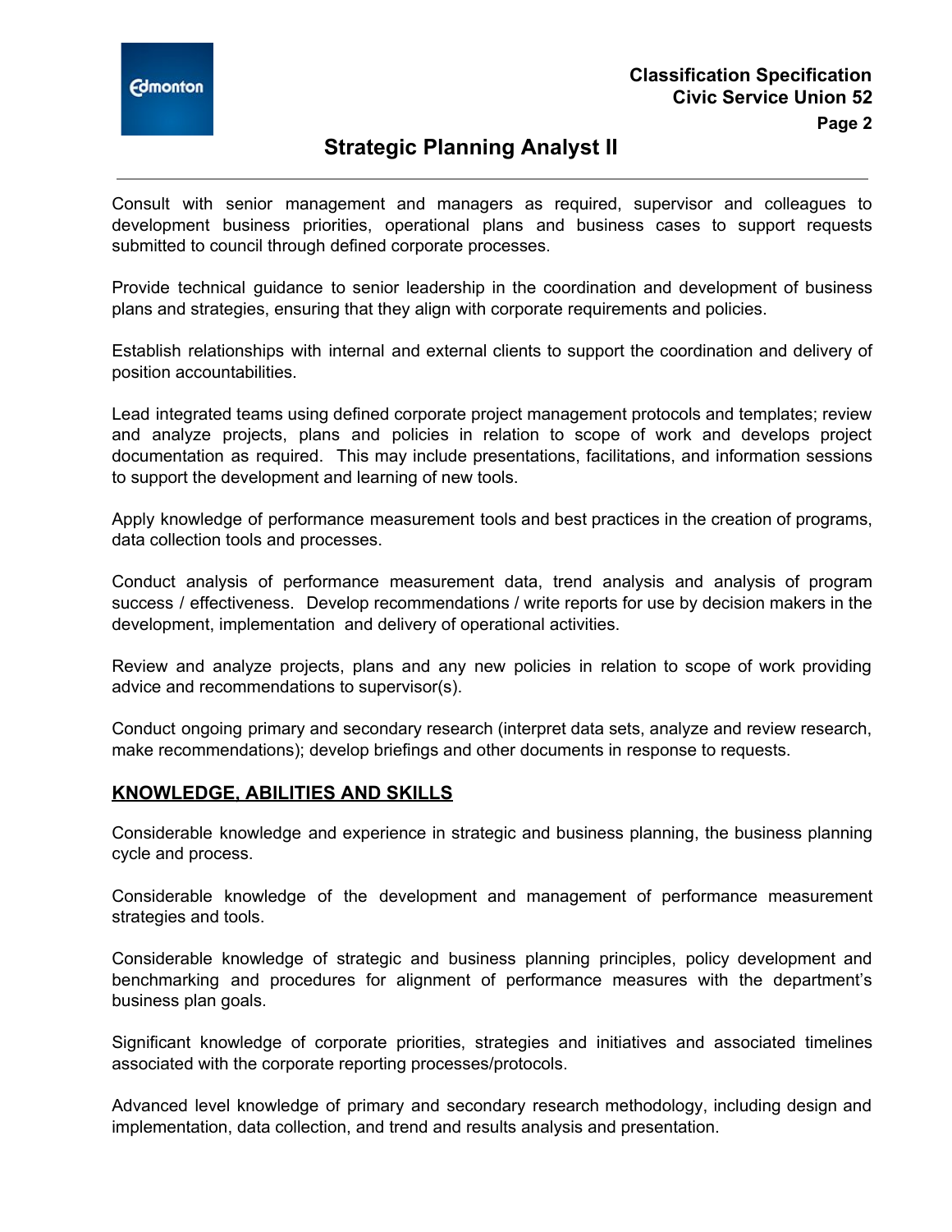Consult with senior management and managers as required, supervisor and colleagues to development business priorities, operational plans and business cases to support requests submitted to council through defined corporate processes.

Provide technical guidance to senior leadership in the coordination and development of business plans and strategies, ensuring that they align with corporate requirements and policies.

Establish relationships with internal and external clients to support the coordination and delivery of position accountabilities.

Lead integrated teams using defined corporate project management protocols and templates; review and analyze projects, plans and policies in relation to scope of work and develops project documentation as required. This may include presentations, facilitations, and information sessions to support the development and learning of new tools.

Apply knowledge of performance measurement tools and best practices in the creation of programs, data collection tools and processes.

Conduct analysis of performance measurement data, trend analysis and analysis of program success / effectiveness. Develop recommendations / write reports for use by decision makers in the development, implementation and delivery of operational activities.

Review and analyze projects, plans and any new policies in relation to scope of work providing advice and recommendations to supervisor(s).

Conduct ongoing primary and secondary research (interpret data sets, analyze and review research, make recommendations); develop briefings and other documents in response to requests.

## KNOWLEDGE, ABILITIES AND SKILLS

Considerable knowledge and experience in strategic and business planning, the business planning cycle and process.

Considerable knowledge of the development and management of performance measurement strategies and tools.

Considerable knowledge of strategic and business planning principles, policy development and benchmarking and procedures for alignment of performance measures with the department's business plan goals.

Significant knowledge of corporate priorities, strategies and initiatives and associated timelines associated with the corporate reporting processes/protocols.

Advanced level knowledge of primary and secondary research methodology, including design and implementation, data collection, and trend and results analysis and presentation.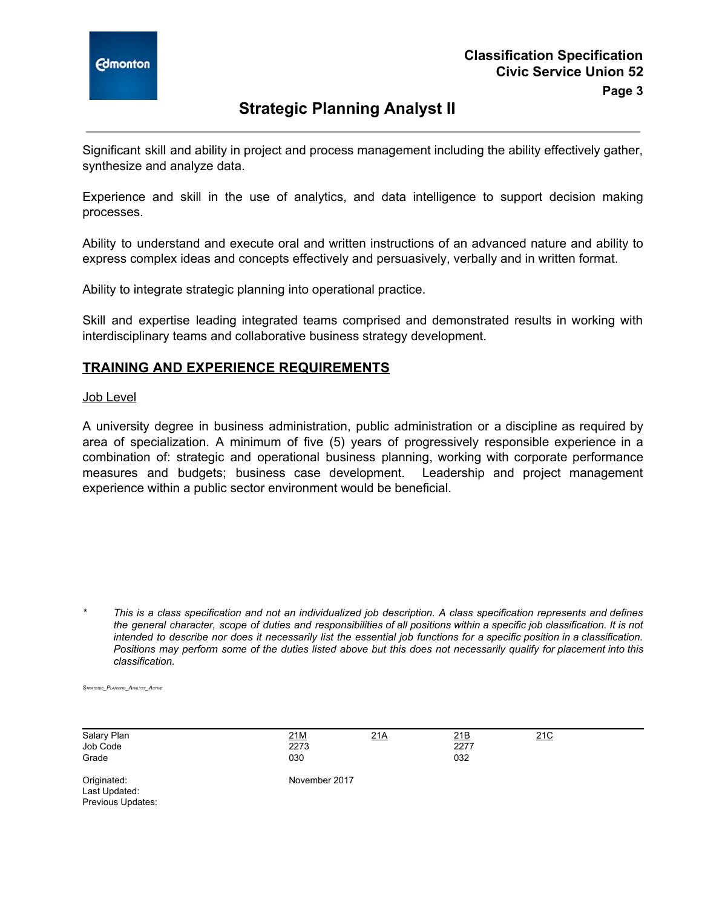Significant skill and ability in project and process management including the ability effectively gather, synthesize and analyze data.

Experience and skill in the use of analytics, and data intelligence to support decision making processes.

Ability to understand and execute oral and written instructions of an advanced nature and ability to express complex ideas and concepts effectively and persuasively, verbally and in written format.

Ability to integrate strategic planning into operational practice.

Skill and expertise leading integrated teams comprised and demonstrated results in working with interdisciplinary teams and collaborative business strategy development.

## TRAINING AND EXPERIENCE REQUIREMENTS

Job Level

A university degree in business administration, public administration or a discipline as required by area of specialization. A minimum of five (5) years of progressively responsible experience in a combination of: strategic and operational business planning, working with corporate performance measures and budgets; business case development. Leadership and project management experience within a public sector environment would be beneficial.

\* *This is a class specification and not an individualized job description. A class specification represents and defines the general character, scope of duties and responsibilities of all positions within a specific job classification. It is not intended to describe nor does it necessarily list the essential job functions for a specific position in a classification. Positions may perform some of the duties listed above but this does not necessarily qualify for placement into this classification.*

STRATEGIC_PLANNING_ANALYST_ACTIVE

| Salary Plan | 21M | 21A | 21B | 21C |
|---|---|---|---|---|
| Job Code | 2273 | | 2277 | |
| Grade | 030 | | 032 | |

| | |
|---|---|
| Originated: | November 2017 |
| Last Updated: | |
| Previous Updates: | |